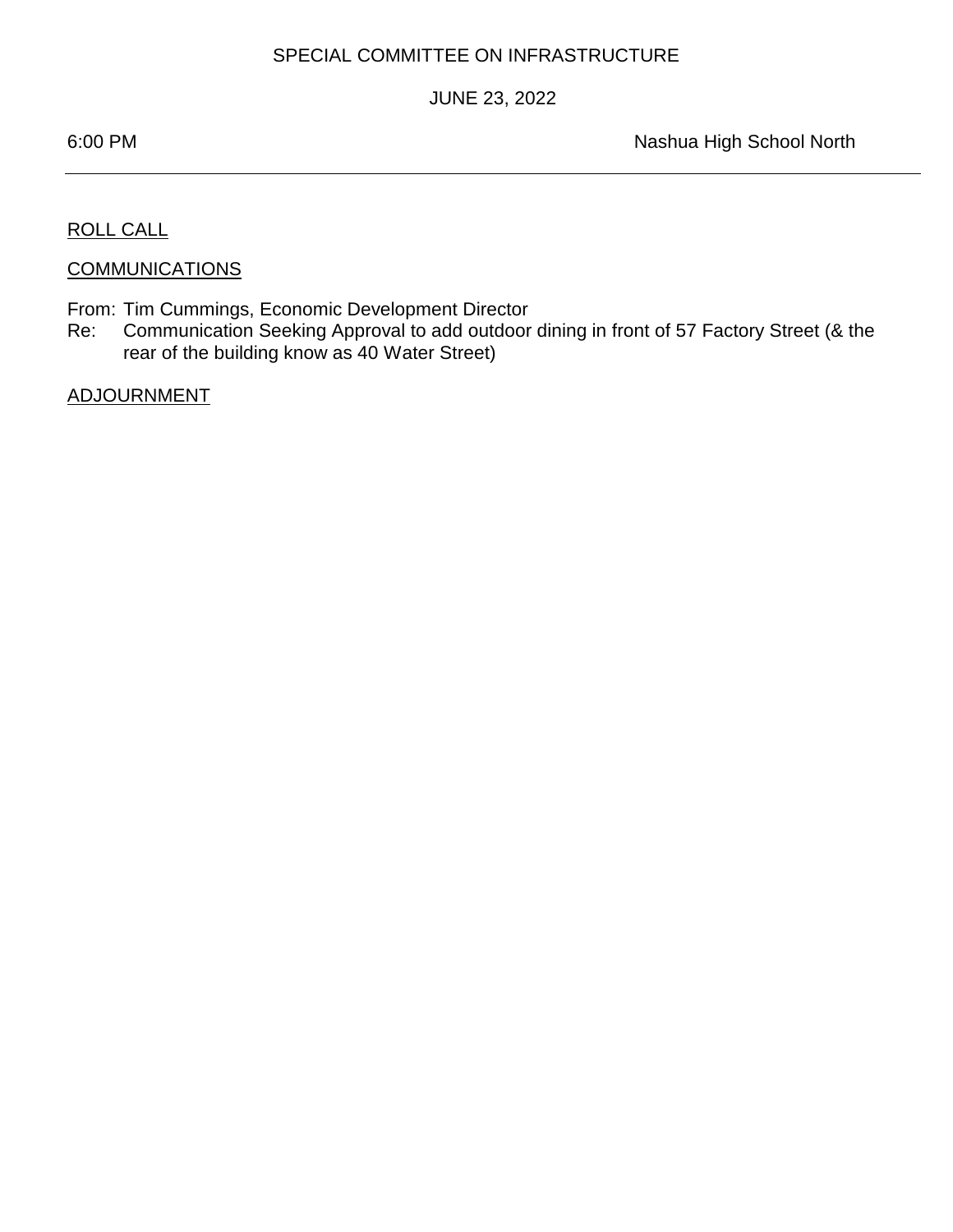SPECIAL COMMITTEE ON INFRASTRUCTURE

JUNE 23, 2022

6:00 PM Nashua High School North

---

ROLL CALL

COMMUNICATIONS

From: Tim Cummings, Economic Development Director
Re: Communication Seeking Approval to add outdoor dining in front of 57 Factory Street (& the rear of the building know as 40 Water Street)

ADJOURNMENT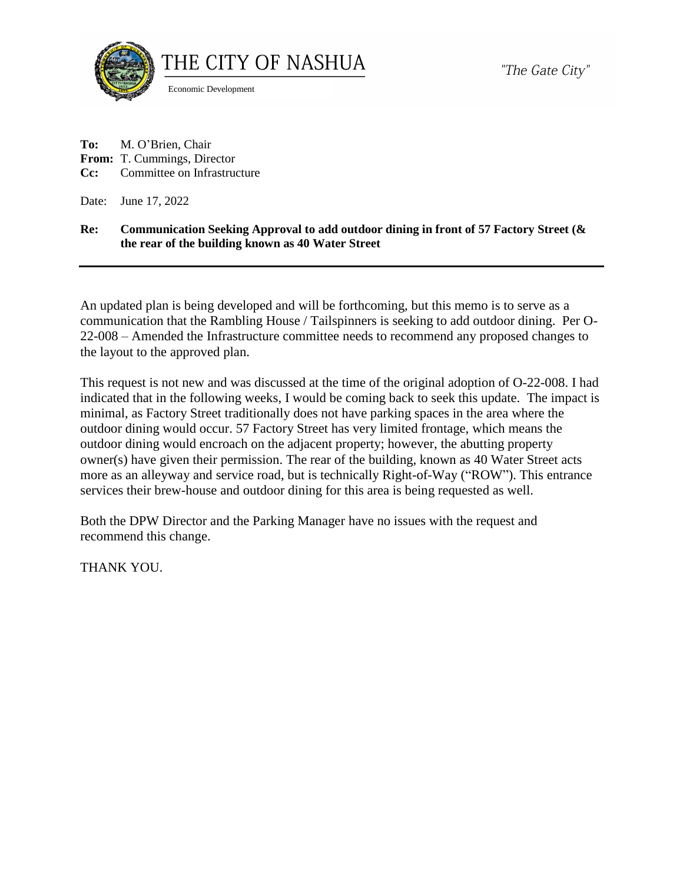THE CITY OF NASHUA

Economic Development

*"The Gate City"*

**To:** M. O'Brien, Chair
**From:** T. Cummings, Director
**Cc:** Committee on Infrastructure

Date: June 17, 2022

**Re: Communication Seeking Approval to add outdoor dining in front of 57 Factory Street (& the rear of the building known as 40 Water Street**

---

An updated plan is being developed and will be forthcoming, but this memo is to serve as a communication that the Rambling House / Tailspinners is seeking to add outdoor dining. Per O-22-008 – Amended the Infrastructure committee needs to recommend any proposed changes to the layout to the approved plan.

This request is not new and was discussed at the time of the original adoption of O-22-008. I had indicated that in the following weeks, I would be coming back to seek this update. The impact is minimal, as Factory Street traditionally does not have parking spaces in the area where the outdoor dining would occur. 57 Factory Street has very limited frontage, which means the outdoor dining would encroach on the adjacent property; however, the abutting property owner(s) have given their permission. The rear of the building, known as 40 Water Street acts more as an alleyway and service road, but is technically Right-of-Way ("ROW"). This entrance services their brew-house and outdoor dining for this area is being requested as well.

Both the DPW Director and the Parking Manager have no issues with the request and recommend this change.

THANK YOU.